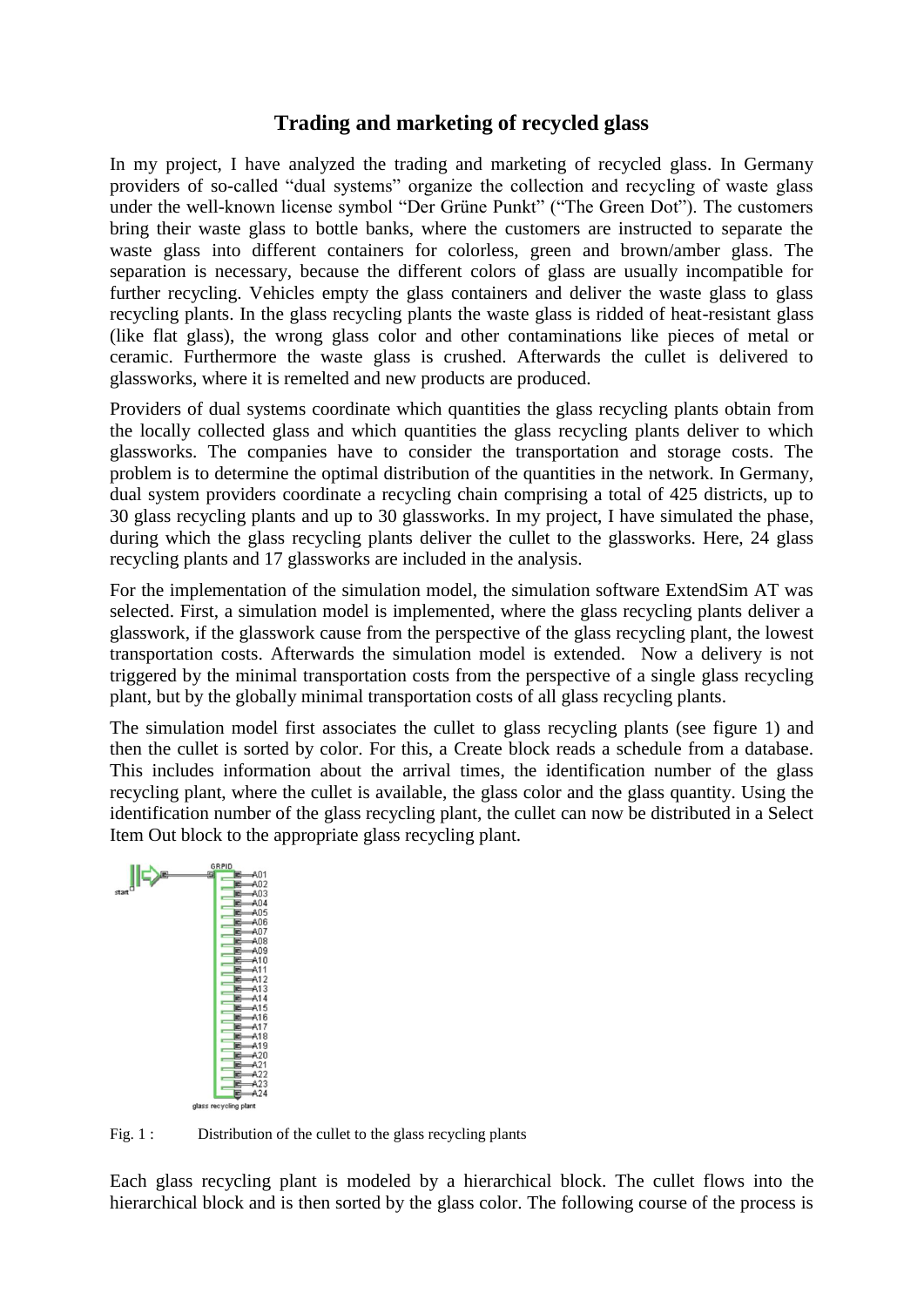# Trading and marketing of recycled glass

In my project, I have analyzed the trading and marketing of recycled glass. In Germany providers of so-called "dual systems" organize the collection and recycling of waste glass under the well-known license symbol "Der Grüne Punkt" ("The Green Dot"). The customers bring their waste glass to bottle banks, where the customers are instructed to separate the waste glass into different containers for colorless, green and brown/amber glass. The separation is necessary, because the different colors of glass are usually incompatible for further recycling. Vehicles empty the glass containers and deliver the waste glass to glass recycling plants. In the glass recycling plants the waste glass is ridded of heat-resistant glass (like flat glass), the wrong glass color and other contaminations like pieces of metal or ceramic. Furthermore the waste glass is crushed. Afterwards the cullet is delivered to glassworks, where it is remelted and new products are produced.

Providers of dual systems coordinate which quantities the glass recycling plants obtain from the locally collected glass and which quantities the glass recycling plants deliver to which glassworks. The companies have to consider the transportation and storage costs. The problem is to determine the optimal distribution of the quantities in the network. In Germany, dual system providers coordinate a recycling chain comprising a total of 425 districts, up to 30 glass recycling plants and up to 30 glassworks. In my project, I have simulated the phase, during which the glass recycling plants deliver the cullet to the glassworks. Here, 24 glass recycling plants and 17 glassworks are included in the analysis.

For the implementation of the simulation model, the simulation software ExtendSim AT was selected. First, a simulation model is implemented, where the glass recycling plants deliver a glasswork, if the glasswork cause from the perspective of the glass recycling plant, the lowest transportation costs. Afterwards the simulation model is extended. Now a delivery is not triggered by the minimal transportation costs from the perspective of a single glass recycling plant, but by the globally minimal transportation costs of all glass recycling plants.

The simulation model first associates the cullet to glass recycling plants (see figure 1) and then the cullet is sorted by color. For this, a Create block reads a schedule from a database. This includes information about the arrival times, the identification number of the glass recycling plant, where the cullet is available, the glass color and the glass quantity. Using the identification number of the glass recycling plant, the cullet can now be distributed in a Select Item Out block to the appropriate glass recycling plant.

Fig. 1 : Distribution of the cullet to the glass recycling plants

Each glass recycling plant is modeled by a hierarchical block. The cullet flows into the hierarchical block and is then sorted by the glass color. The following course of the process is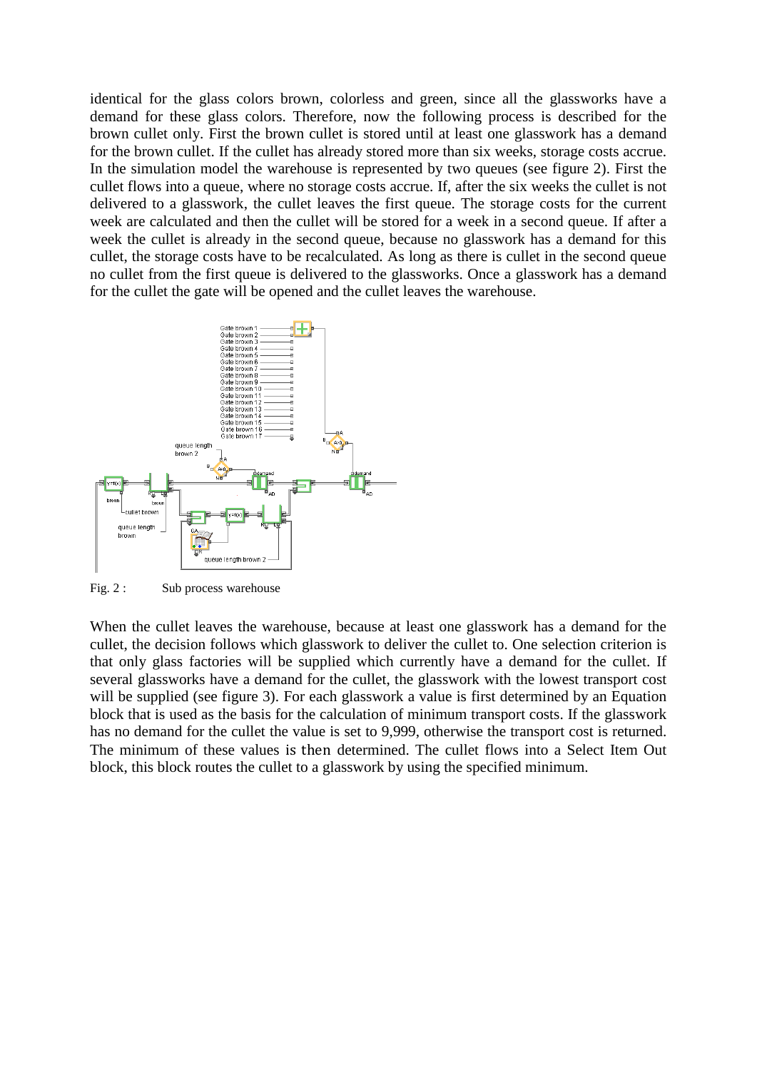identical for the glass colors brown, colorless and green, since all the glassworks have a demand for these glass colors. Therefore, now the following process is described for the brown cullet only. First the brown cullet is stored until at least one glasswork has a demand for the brown cullet. If the cullet has already stored more than six weeks, storage costs accrue. In the simulation model the warehouse is represented by two queues (see figure 2). First the cullet flows into a queue, where no storage costs accrue. If, after the six weeks the cullet is not delivered to a glasswork, the cullet leaves the first queue. The storage costs for the current week are calculated and then the cullet will be stored for a week in a second queue. If after a week the cullet is already in the second queue, because no glasswork has a demand for this cullet, the storage costs have to be recalculated. As long as there is cullet in the second queue no cullet from the first queue is delivered to the glassworks. Once a glasswork has a demand for the cullet the gate will be opened and the cullet leaves the warehouse.

Fig. 2 : Sub process warehouse

When the cullet leaves the warehouse, because at least one glasswork has a demand for the cullet, the decision follows which glasswork to deliver the cullet to. One selection criterion is that only glass factories will be supplied which currently have a demand for the cullet. If several glassworks have a demand for the cullet, the glasswork with the lowest transport cost will be supplied (see figure 3). For each glasswork a value is first determined by an Equation block that is used as the basis for the calculation of minimum transport costs. If the glasswork has no demand for the cullet the value is set to 9,999, otherwise the transport cost is returned. The minimum of these values is then determined. The cullet flows into a Select Item Out block, this block routes the cullet to a glasswork by using the specified minimum.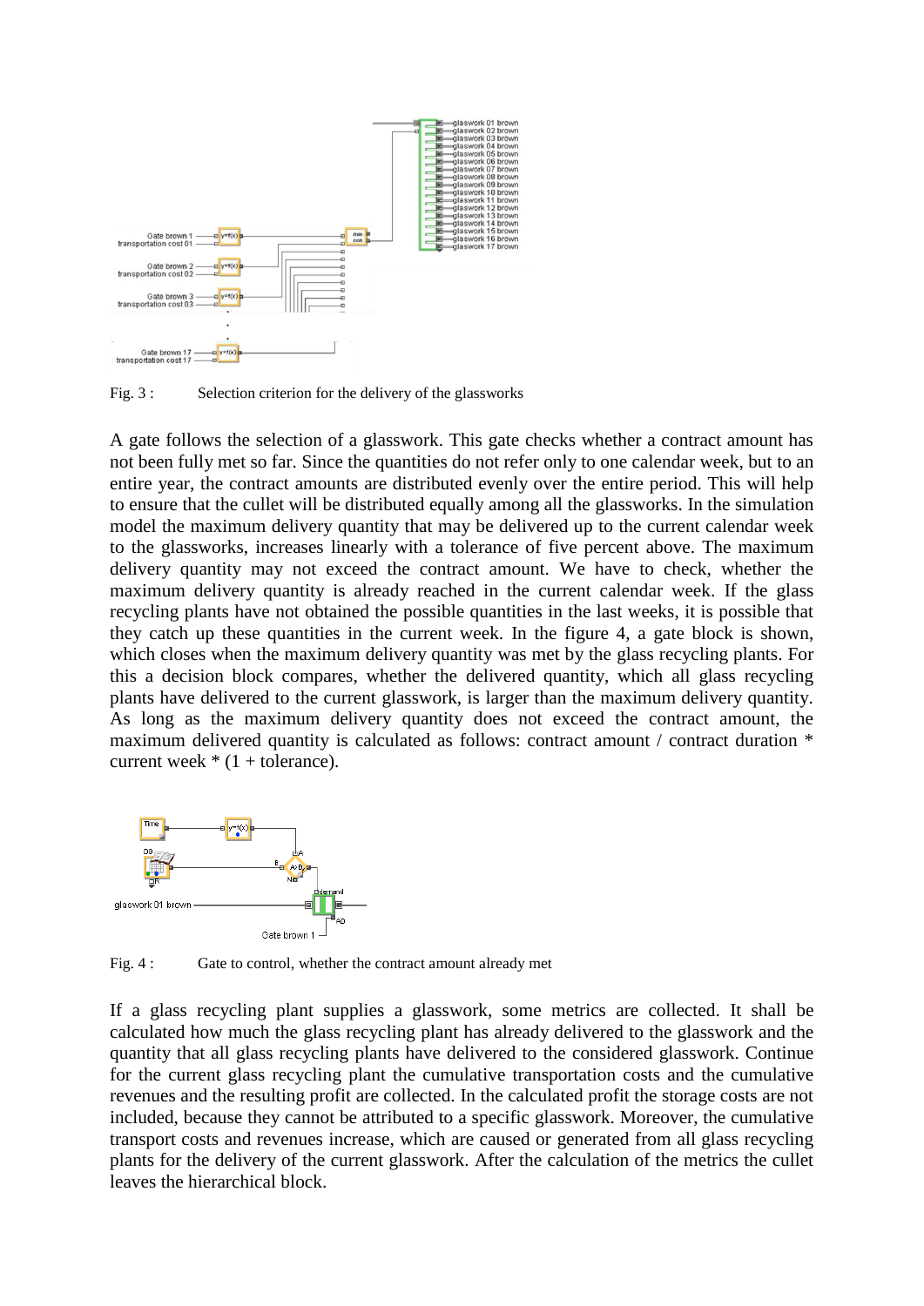Fig. 3 : Selection criterion for the delivery of the glassworks

A gate follows the selection of a glasswork. This gate checks whether a contract amount has not been fully met so far. Since the quantities do not refer only to one calendar week, but to an entire year, the contract amounts are distributed evenly over the entire period. This will help to ensure that the cullet will be distributed equally among all the glassworks. In the simulation model the maximum delivery quantity that may be delivered up to the current calendar week to the glassworks, increases linearly with a tolerance of five percent above. The maximum delivery quantity may not exceed the contract amount. We have to check, whether the maximum delivery quantity is already reached in the current calendar week. If the glass recycling plants have not obtained the possible quantities in the last weeks, it is possible that they catch up these quantities in the current week. In the figure 4, a gate block is shown, which closes when the maximum delivery quantity was met by the glass recycling plants. For this a decision block compares, whether the delivered quantity, which all glass recycling plants have delivered to the current glasswork, is larger than the maximum delivery quantity. As long as the maximum delivery quantity does not exceed the contract amount, the maximum delivered quantity is calculated as follows: contract amount / contract duration * current week * (1 + tolerance).

Fig. 4 : Gate to control, whether the contract amount already met

If a glass recycling plant supplies a glasswork, some metrics are collected. It shall be calculated how much the glass recycling plant has already delivered to the glasswork and the quantity that all glass recycling plants have delivered to the considered glasswork. Continue for the current glass recycling plant the cumulative transportation costs and the cumulative revenues and the resulting profit are collected. In the calculated profit the storage costs are not included, because they cannot be attributed to a specific glasswork. Moreover, the cumulative transport costs and revenues increase, which are caused or generated from all glass recycling plants for the delivery of the current glasswork. After the calculation of the metrics the cullet leaves the hierarchical block.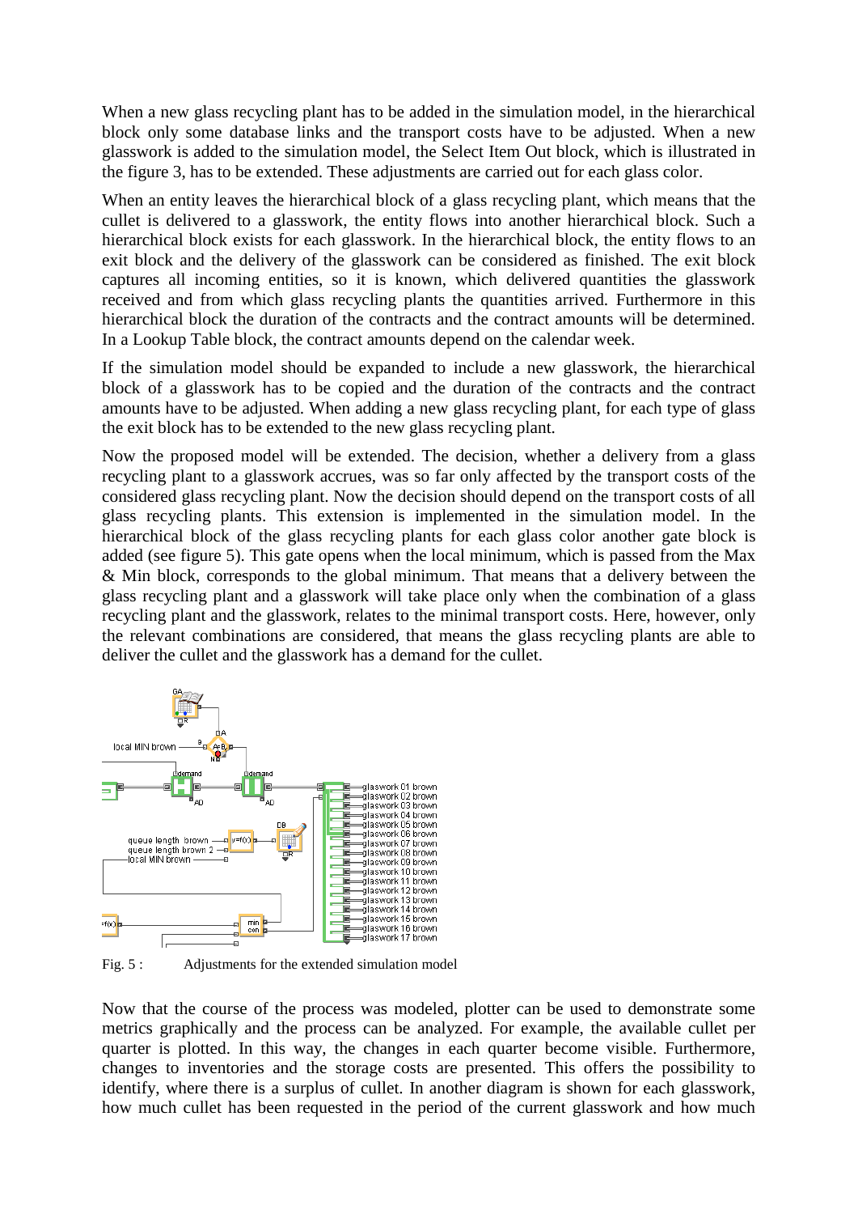When a new glass recycling plant has to be added in the simulation model, in the hierarchical block only some database links and the transport costs have to be adjusted. When a new glasswork is added to the simulation model, the Select Item Out block, which is illustrated in the figure 3, has to be extended. These adjustments are carried out for each glass color.

When an entity leaves the hierarchical block of a glass recycling plant, which means that the cullet is delivered to a glasswork, the entity flows into another hierarchical block. Such a hierarchical block exists for each glasswork. In the hierarchical block, the entity flows to an exit block and the delivery of the glasswork can be considered as finished. The exit block captures all incoming entities, so it is known, which delivered quantities the glasswork received and from which glass recycling plants the quantities arrived. Furthermore in this hierarchical block the duration of the contracts and the contract amounts will be determined. In a Lookup Table block, the contract amounts depend on the calendar week.

If the simulation model should be expanded to include a new glasswork, the hierarchical block of a glasswork has to be copied and the duration of the contracts and the contract amounts have to be adjusted. When adding a new glass recycling plant, for each type of glass the exit block has to be extended to the new glass recycling plant.

Now the proposed model will be extended. The decision, whether a delivery from a glass recycling plant to a glasswork accrues, was so far only affected by the transport costs of the considered glass recycling plant. Now the decision should depend on the transport costs of all glass recycling plants. This extension is implemented in the simulation model. In the hierarchical block of the glass recycling plants for each glass color another gate block is added (see figure 5). This gate opens when the local minimum, which is passed from the Max & Min block, corresponds to the global minimum. That means that a delivery between the glass recycling plant and a glasswork will take place only when the combination of a glass recycling plant and the glasswork, relates to the minimal transport costs. Here, however, only the relevant combinations are considered, that means the glass recycling plants are able to deliver the cullet and the glasswork has a demand for the cullet.

Fig. 5 : Adjustments for the extended simulation model

Now that the course of the process was modeled, plotter can be used to demonstrate some metrics graphically and the process can be analyzed. For example, the available cullet per quarter is plotted. In this way, the changes in each quarter become visible. Furthermore, changes to inventories and the storage costs are presented. This offers the possibility to identify, where there is a surplus of cullet. In another diagram is shown for each glasswork, how much cullet has been requested in the period of the current glasswork and how much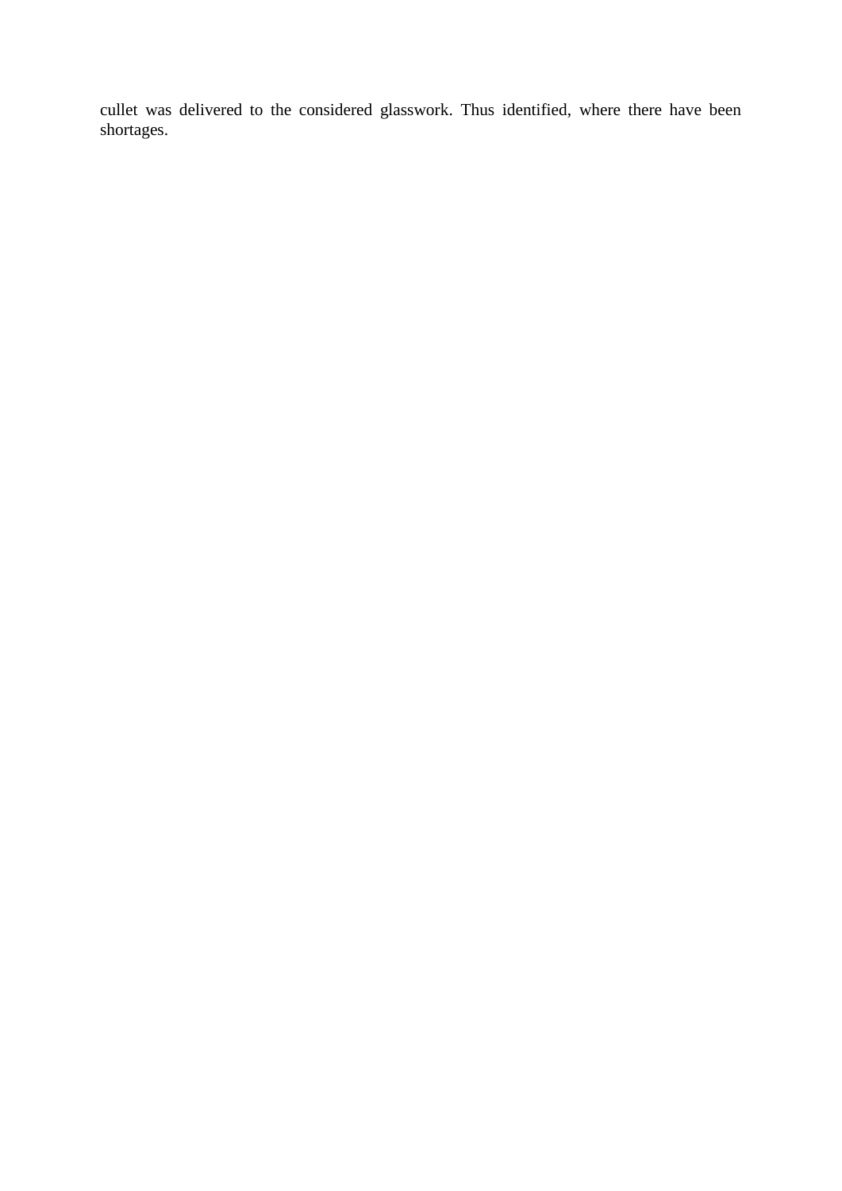cullet was delivered to the considered glasswork. Thus identified, where there have been shortages.